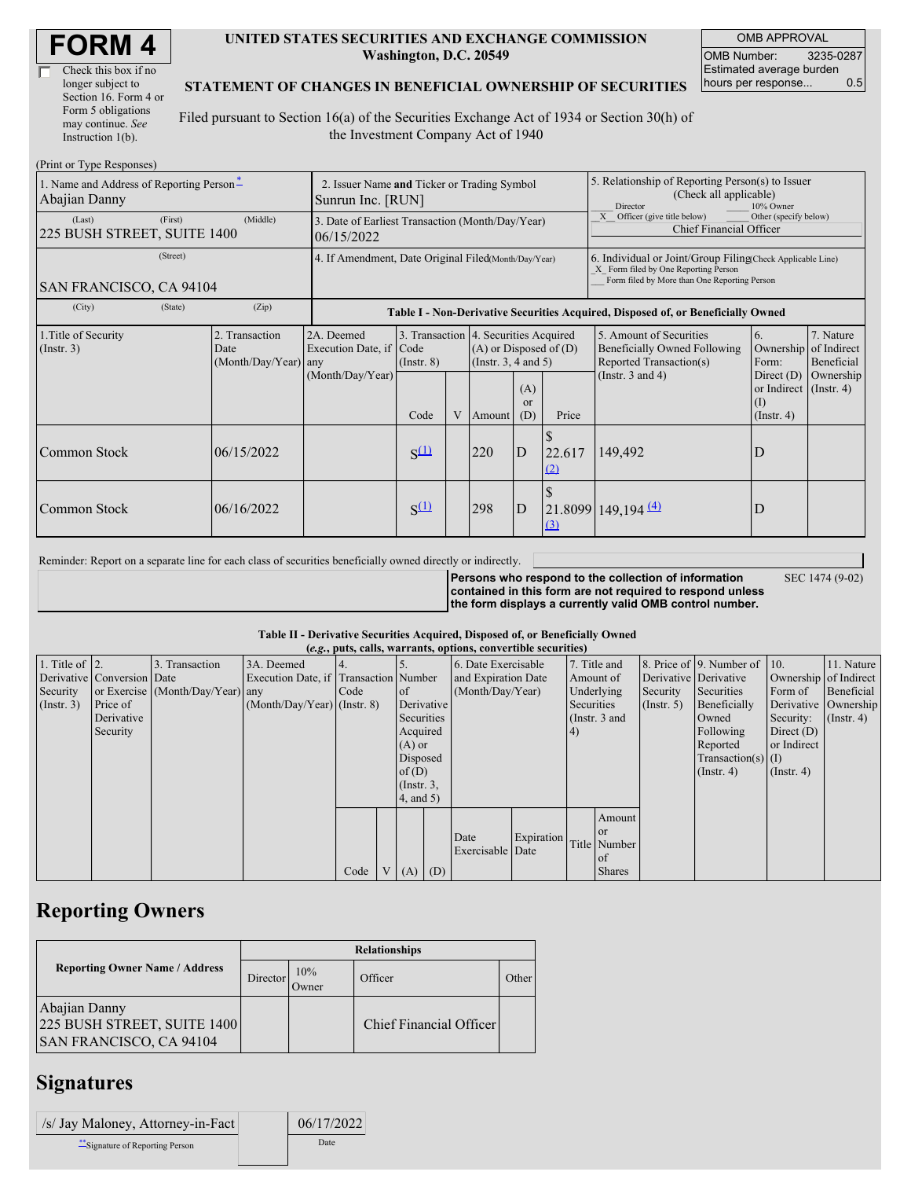# FORM 4

☐ Check this box if no longer subject to Section 16. Form 4 or Form 5 obligations may continue. *See* Instruction 1(b).

**UNITED STATES SECURITIES AND EXCHANGE COMMISSION**
**Washington, D.C. 20549**

**STATEMENT OF CHANGES IN BENEFICIAL OWNERSHIP OF SECURITIES**

Filed pursuant to Section 16(a) of the Securities Exchange Act of 1934 or Section 30(h) of the Investment Company Act of 1940

| OMB APPROVAL | |
|---|---|
| OMB Number: | 3235-0287 |
| Estimated average burden hours per response... | 0.5 |

(Print or Type Responses)

| | | |
|---|---|---|
| 1. Name and Address of Reporting Person * Abajian Danny | 2. Issuer Name **and** Ticker or Trading Symbol Sunrun Inc. [RUN] | 5. Relationship of Reporting Person(s) to Issuer (Check all applicable) ___ Director ___ 10% Owner _X_ Officer (give title below) ___ Other (specify below) Chief Financial Officer |
| (Last) (First) (Middle) 225 BUSH STREET, SUITE 1400 | 3. Date of Earliest Transaction (Month/Day/Year) 06/15/2022 | |
| (Street) SAN FRANCISCO, CA 94104 | 4. If Amendment, Date Original Filed(Month/Day/Year) | 6. Individual or Joint/Group Filing(Check Applicable Line) _X_ Form filed by One Reporting Person ___ Form filed by More than One Reporting Person |
| (City) (State) (Zip) | | |

**Table I - Non-Derivative Securities Acquired, Disposed of, or Beneficially Owned**

| 1.Title of Security (Instr. 3) | 2. Transaction Date (Month/Day/Year) | 2A. Deemed Execution Date, if any (Month/Day/Year) | 3. Transaction Code (Instr. 8) | | 4. Securities Acquired (A) or Disposed of (D) (Instr. 3, 4 and 5) | | | 5. Amount of Securities Beneficially Owned Following Reported Transaction(s) (Instr. 3 and 4) | 6. Ownership Form: Direct (D) or Indirect (I) (Instr. 4) | 7. Nature of Indirect Beneficial Ownership (Instr. 4) |
|---|---|---|---|---|---|---|---|---|---|---|
| | | | Code | V | Amount | (A) or (D) | Price | | | |
| Common Stock | 06/15/2022 | | S (1) | | 220 | D | $ 22.617 (2) | 149,492 | D | |
| Common Stock | 06/16/2022 | | S (1) | | 298 | D | $ 21.8099 (3) | 149,194 (4) | D | |

Reminder: Report on a separate line for each class of securities beneficially owned directly or indirectly.

**Persons who respond to the collection of information contained in this form are not required to respond unless the form displays a currently valid OMB control number.**

SEC 1474 (9-02)

**Table II - Derivative Securities Acquired, Disposed of, or Beneficially Owned**
**(*e.g.*, puts, calls, warrants, options, convertible securities)**

| 1. Title of Derivative Security (Instr. 3) | 2. Conversion or Exercise Price of Derivative Security | 3. Transaction Date (Month/Day/Year) | 3A. Deemed Execution Date, if any (Month/Day/Year) | 4. Transaction Code (Instr. 8) | | 5. Number of Derivative Securities Acquired (A) or Disposed of (D) (Instr. 3, 4, and 5) | | 6. Date Exercisable and Expiration Date (Month/Day/Year) | | 7. Title and Amount of Underlying Securities (Instr. 3 and 4) | | 8. Price of Derivative Security (Instr. 5) | 9. Number of Derivative Securities Beneficially Owned Following Reported Transaction(s) (Instr. 4) | 10. Ownership Form of Derivative Security: Direct (D) or Indirect (I) (Instr. 4) | 11. Nature of Indirect Beneficial Ownership (Instr. 4) |
|---|---|---|---|---|---|---|---|---|---|---|---|---|---|---|---|
| | | | | Code | V | (A) | (D) | Date Exercisable | Expiration Date | Title | Amount or Number of Shares | | | | |

## Reporting Owners

| Reporting Owner Name / Address | Relationships | | | |
|---|---|---|---|---|
| | Director | 10% Owner | Officer | Other |
| Abajian Danny 225 BUSH STREET, SUITE 1400 SAN FRANCISCO, CA 94104 | | | Chief Financial Officer | |

## Signatures

| | |
|---|---|
| /s/ Jay Maloney, Attorney-in-Fact | 06/17/2022 |
| ** Signature of Reporting Person | Date |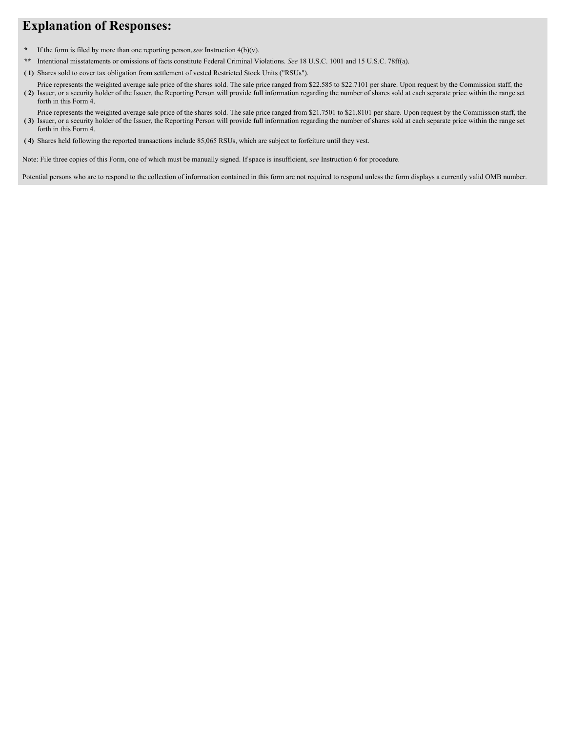# Explanation of Responses:

\* If the form is filed by more than one reporting person, *see* Instruction 4(b)(v).

\*\* Intentional misstatements or omissions of facts constitute Federal Criminal Violations. *See* 18 U.S.C. 1001 and 15 U.S.C. 78ff(a).

**( 1)** Shares sold to cover tax obligation from settlement of vested Restricted Stock Units ("RSUs").

**( 2)** Price represents the weighted average sale price of the shares sold. The sale price ranged from $22.585 to $22.7101 per share. Upon request by the Commission staff, the Issuer, or a security holder of the Issuer, the Reporting Person will provide full information regarding the number of shares sold at each separate price within the range set forth in this Form 4.

**( 3)** Price represents the weighted average sale price of the shares sold. The sale price ranged from $21.7501 to $21.8101 per share. Upon request by the Commission staff, the Issuer, or a security holder of the Issuer, the Reporting Person will provide full information regarding the number of shares sold at each separate price within the range set forth in this Form 4.

**( 4)** Shares held following the reported transactions include 85,065 RSUs, which are subject to forfeiture until they vest.

Note: File three copies of this Form, one of which must be manually signed. If space is insufficient, *see* Instruction 6 for procedure.

Potential persons who are to respond to the collection of information contained in this form are not required to respond unless the form displays a currently valid OMB number.